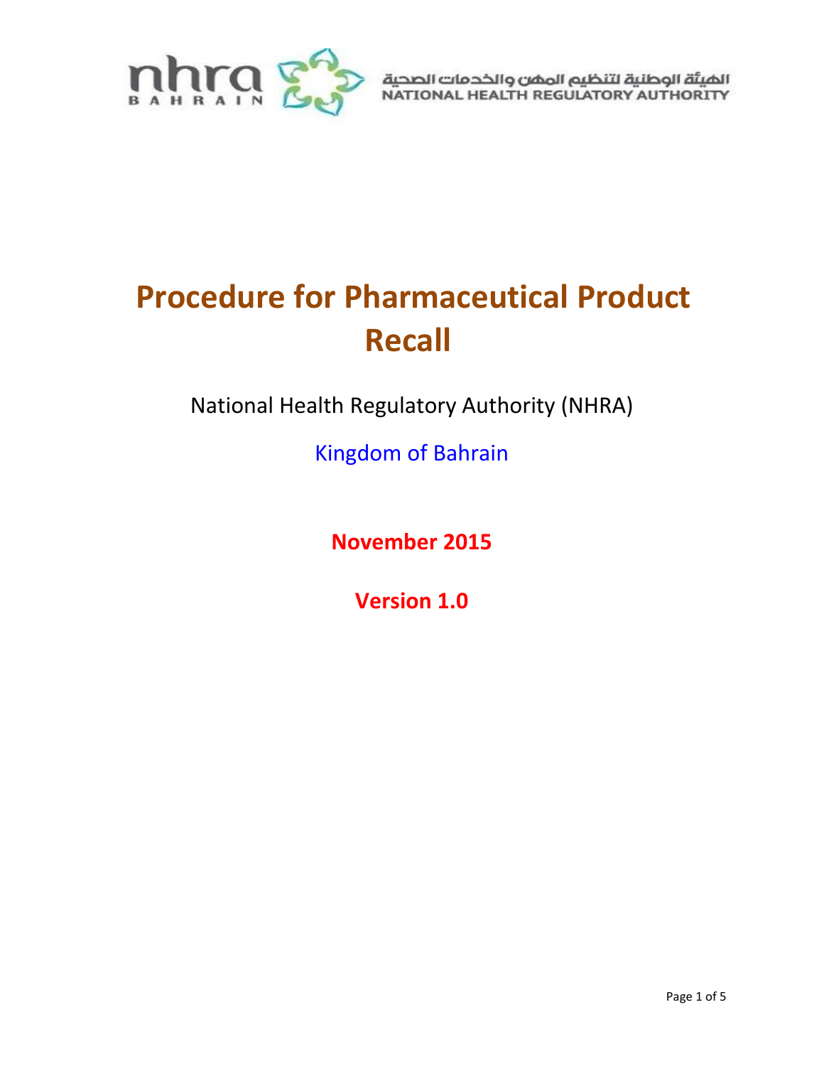الهيئة الوطنية لتنظيم المهن والخدمات الصحية
NATIONAL HEALTH REGULATORY AUTHORITY

# Procedure for Pharmaceutical Product Recall

National Health Regulatory Authority (NHRA)

Kingdom of Bahrain

**November 2015**

**Version 1.0**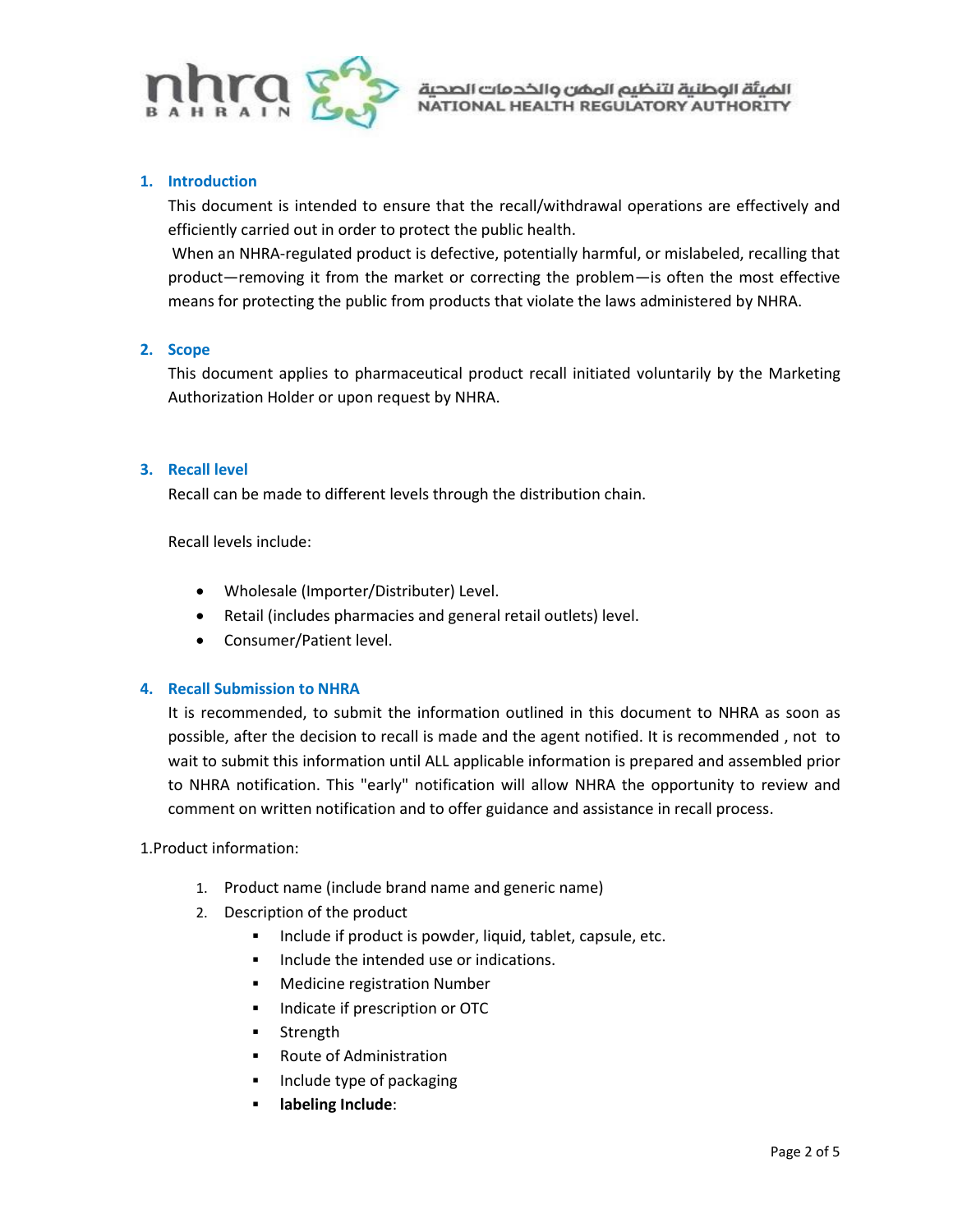## 1. Introduction

This document is intended to ensure that the recall/withdrawal operations are effectively and efficiently carried out in order to protect the public health.

When an NHRA-regulated product is defective, potentially harmful, or mislabeled, recalling that product—removing it from the market or correcting the problem—is often the most effective means for protecting the public from products that violate the laws administered by NHRA.

## 2. Scope

This document applies to pharmaceutical product recall initiated voluntarily by the Marketing Authorization Holder or upon request by NHRA.

## 3. Recall level

Recall can be made to different levels through the distribution chain.

Recall levels include:

- Wholesale (Importer/Distributer) Level.
- Retail (includes pharmacies and general retail outlets) level.
- Consumer/Patient level.

## 4. Recall Submission to NHRA

It is recommended, to submit the information outlined in this document to NHRA as soon as possible, after the decision to recall is made and the agent notified. It is recommended , not to wait to submit this information until ALL applicable information is prepared and assembled prior to NHRA notification. This "early" notification will allow NHRA the opportunity to review and comment on written notification and to offer guidance and assistance in recall process.

1.Product information:

1. Product name (include brand name and generic name)
2. Description of the product
   - Include if product is powder, liquid, tablet, capsule, etc.
   - Include the intended use or indications.
   - Medicine registration Number
   - Indicate if prescription or OTC
   - Strength
   - Route of Administration
   - Include type of packaging
   - **labeling Include**: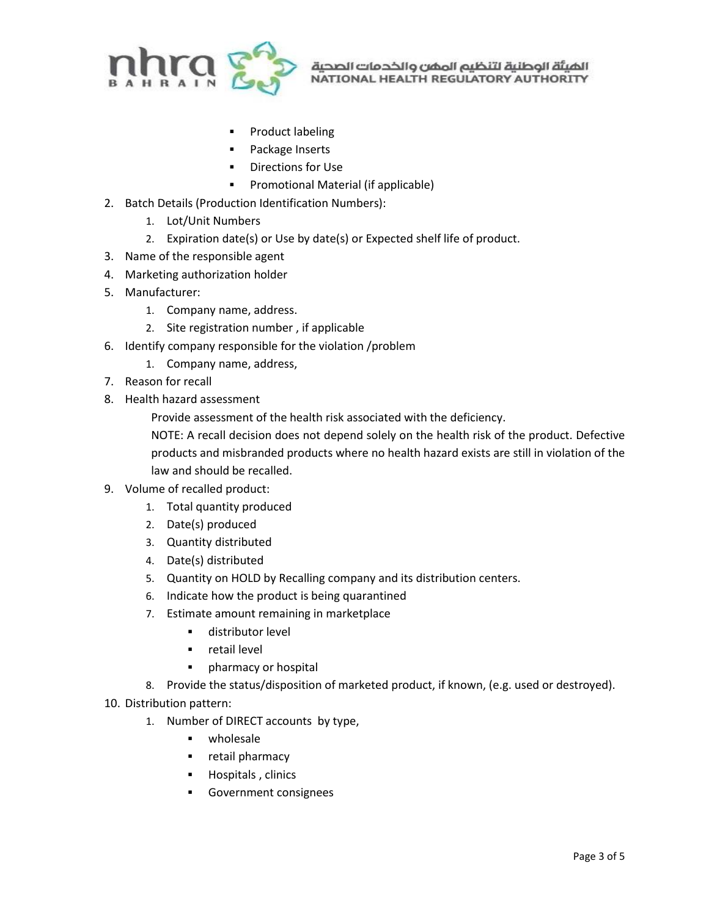- Product labeling
  - Package Inserts
  - Directions for Use
  - Promotional Material (if applicable)

2. Batch Details (Production Identification Numbers):
   1. Lot/Unit Numbers
   2. Expiration date(s) or Use by date(s) or Expected shelf life of product.
3. Name of the responsible agent
4. Marketing authorization holder
5. Manufacturer:
   1. Company name, address.
   2. Site registration number , if applicable
6. Identify company responsible for the violation /problem
   1. Company name, address,
7. Reason for recall
8. Health hazard assessment

   Provide assessment of the health risk associated with the deficiency.

   NOTE: A recall decision does not depend solely on the health risk of the product. Defective products and misbranded products where no health hazard exists are still in violation of the law and should be recalled.
9. Volume of recalled product:
   1. Total quantity produced
   2. Date(s) produced
   3. Quantity distributed
   4. Date(s) distributed
   5. Quantity on HOLD by Recalling company and its distribution centers.
   6. Indicate how the product is being quarantined
   7. Estimate amount remaining in marketplace
      - distributor level
      - retail level
      - pharmacy or hospital
   8. Provide the status/disposition of marketed product, if known, (e.g. used or destroyed).
10. Distribution pattern:
    1. Number of DIRECT accounts by type,
       - wholesale
       - retail pharmacy
       - Hospitals , clinics
       - Government consignees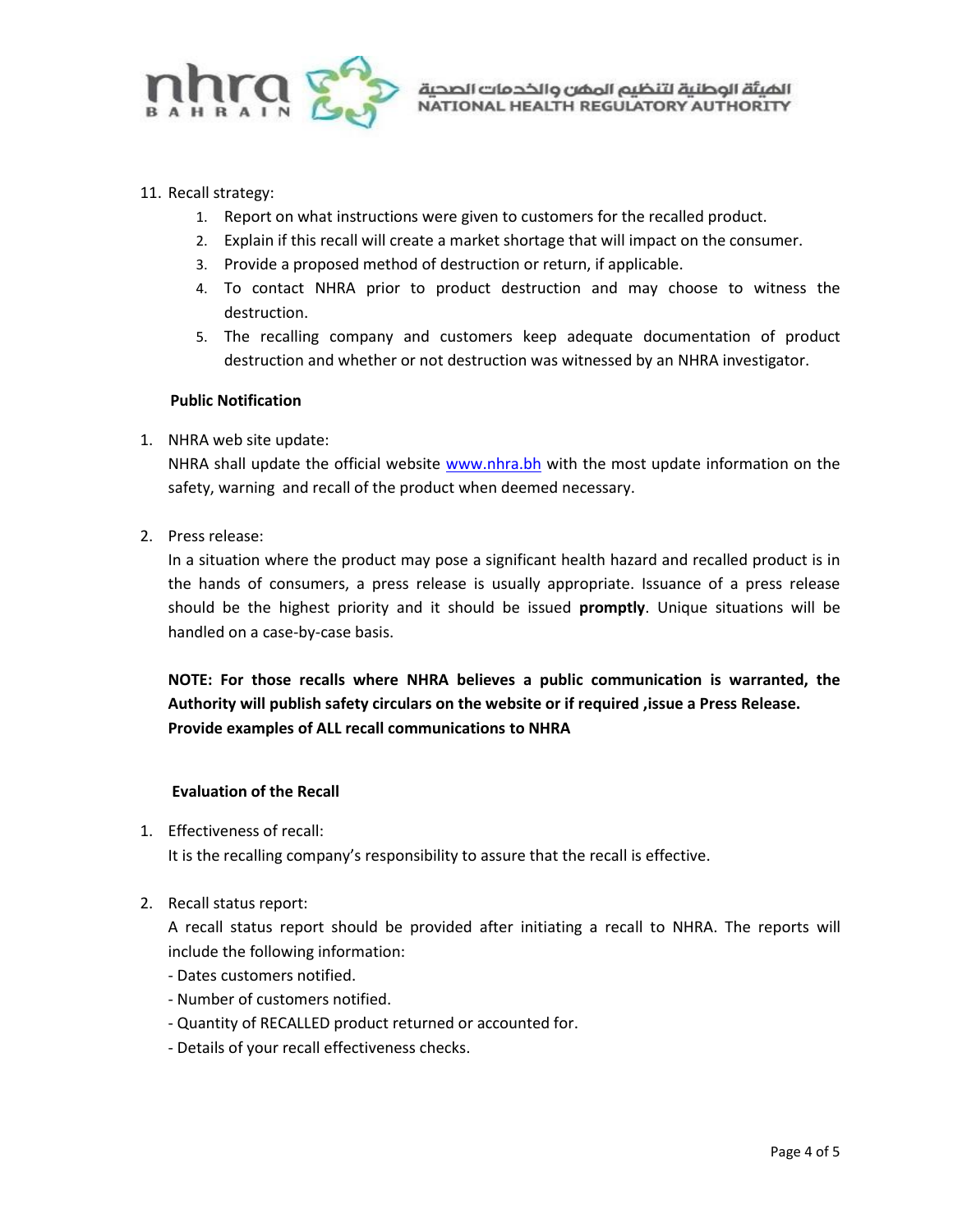11. Recall strategy:
    1. Report on what instructions were given to customers for the recalled product.
    2. Explain if this recall will create a market shortage that will impact on the consumer.
    3. Provide a proposed method of destruction or return, if applicable.
    4. To contact NHRA prior to product destruction and may choose to witness the destruction.
    5. The recalling company and customers keep adequate documentation of product destruction and whether or not destruction was witnessed by an NHRA investigator.

**Public Notification**

1. NHRA web site update:
   NHRA shall update the official website [www.nhra.bh](http://www.nhra.bh) with the most update information on the safety, warning and recall of the product when deemed necessary.

2. Press release:
   In a situation where the product may pose a significant health hazard and recalled product is in the hands of consumers, a press release is usually appropriate. Issuance of a press release should be the highest priority and it should be issued **promptly**. Unique situations will be handled on a case-by-case basis.

   **NOTE: For those recalls where NHRA believes a public communication is warranted, the Authority will publish safety circulars on the website or if required ,issue a Press Release. Provide examples of ALL recall communications to NHRA**

**Evaluation of the Recall**

1. Effectiveness of recall:
   It is the recalling company's responsibility to assure that the recall is effective.

2. Recall status report:
   A recall status report should be provided after initiating a recall to NHRA. The reports will include the following information:
   - Dates customers notified.
   - Number of customers notified.
   - Quantity of RECALLED product returned or accounted for.
   - Details of your recall effectiveness checks.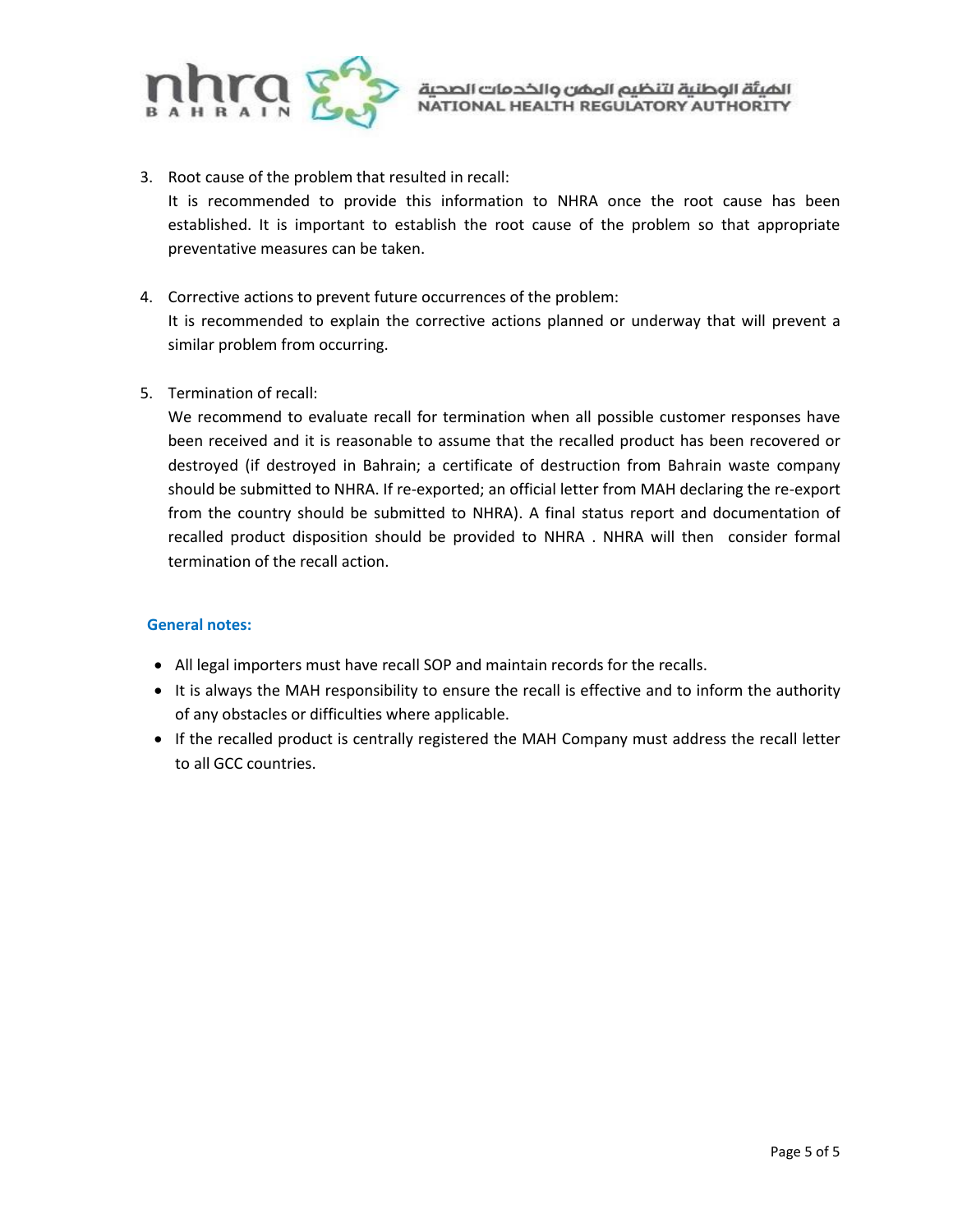3. Root cause of the problem that resulted in recall:
   It is recommended to provide this information to NHRA once the root cause has been established. It is important to establish the root cause of the problem so that appropriate preventative measures can be taken.

4. Corrective actions to prevent future occurrences of the problem:
   It is recommended to explain the corrective actions planned or underway that will prevent a similar problem from occurring.

5. Termination of recall:
   We recommend to evaluate recall for termination when all possible customer responses have been received and it is reasonable to assume that the recalled product has been recovered or destroyed (if destroyed in Bahrain; a certificate of destruction from Bahrain waste company should be submitted to NHRA. If re-exported; an official letter from MAH declaring the re-export from the country should be submitted to NHRA). A final status report and documentation of recalled product disposition should be provided to NHRA . NHRA will then consider formal termination of the recall action.

### General notes:

- All legal importers must have recall SOP and maintain records for the recalls.
- It is always the MAH responsibility to ensure the recall is effective and to inform the authority of any obstacles or difficulties where applicable.
- If the recalled product is centrally registered the MAH Company must address the recall letter to all GCC countries.